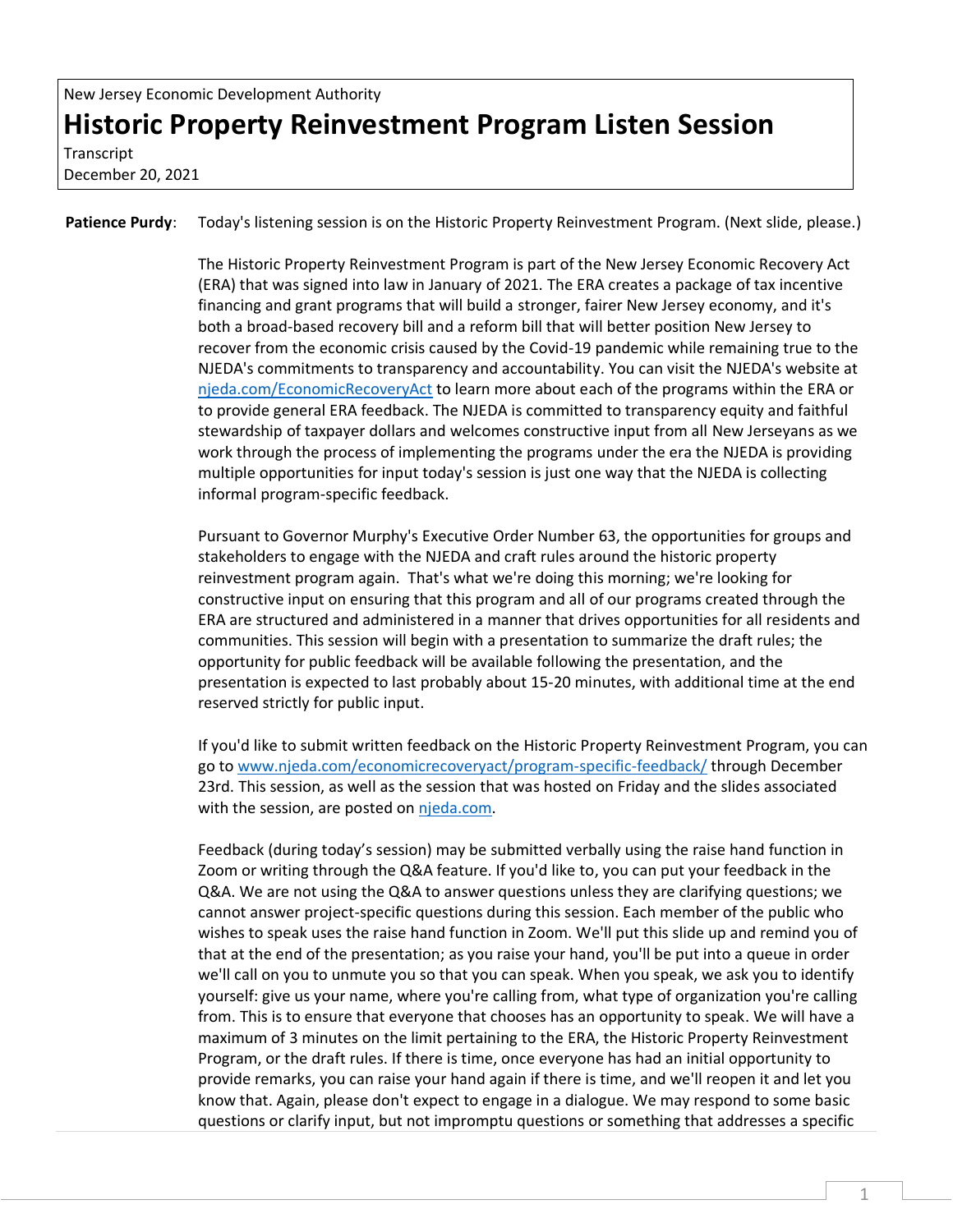New Jersey Economic Development Authority

# Historic Property Reinvestment Program Listen Session

Transcript
December 20, 2021

**Patience Purdy**: Today's listening session is on the Historic Property Reinvestment Program. (Next slide, please.)

The Historic Property Reinvestment Program is part of the New Jersey Economic Recovery Act (ERA) that was signed into law in January of 2021. The ERA creates a package of tax incentive financing and grant programs that will build a stronger, fairer New Jersey economy, and it's both a broad-based recovery bill and a reform bill that will better position New Jersey to recover from the economic crisis caused by the Covid-19 pandemic while remaining true to the NJEDA's commitments to transparency and accountability. You can visit the NJEDA's website at [njeda.com/EconomicRecoveryAct](njeda.com/EconomicRecoveryAct) to learn more about each of the programs within the ERA or to provide general ERA feedback. The NJEDA is committed to transparency equity and faithful stewardship of taxpayer dollars and welcomes constructive input from all New Jerseyans as we work through the process of implementing the programs under the era the NJEDA is providing multiple opportunities for input today's session is just one way that the NJEDA is collecting informal program-specific feedback.

Pursuant to Governor Murphy's Executive Order Number 63, the opportunities for groups and stakeholders to engage with the NJEDA and craft rules around the historic property reinvestment program again. That's what we're doing this morning; we're looking for constructive input on ensuring that this program and all of our programs created through the ERA are structured and administered in a manner that drives opportunities for all residents and communities. This session will begin with a presentation to summarize the draft rules; the opportunity for public feedback will be available following the presentation, and the presentation is expected to last probably about 15-20 minutes, with additional time at the end reserved strictly for public input.

If you'd like to submit written feedback on the Historic Property Reinvestment Program, you can go to [www.njeda.com/economicrecoveryact/program-specific-feedback/](www.njeda.com/economicrecoveryact/program-specific-feedback/) through December 23rd. This session, as well as the session that was hosted on Friday and the slides associated with the session, are posted on [njeda.com](njeda.com).

Feedback (during today's session) may be submitted verbally using the raise hand function in Zoom or writing through the Q&A feature. If you'd like to, you can put your feedback in the Q&A. We are not using the Q&A to answer questions unless they are clarifying questions; we cannot answer project-specific questions during this session. Each member of the public who wishes to speak uses the raise hand function in Zoom. We'll put this slide up and remind you of that at the end of the presentation; as you raise your hand, you'll be put into a queue in order we'll call on you to unmute you so that you can speak. When you speak, we ask you to identify yourself: give us your name, where you're calling from, what type of organization you're calling from. This is to ensure that everyone that chooses has an opportunity to speak. We will have a maximum of 3 minutes on the limit pertaining to the ERA, the Historic Property Reinvestment Program, or the draft rules. If there is time, once everyone has had an initial opportunity to provide remarks, you can raise your hand again if there is time, and we'll reopen it and let you know that. Again, please don't expect to engage in a dialogue. We may respond to some basic questions or clarify input, but not impromptu questions or something that addresses a specific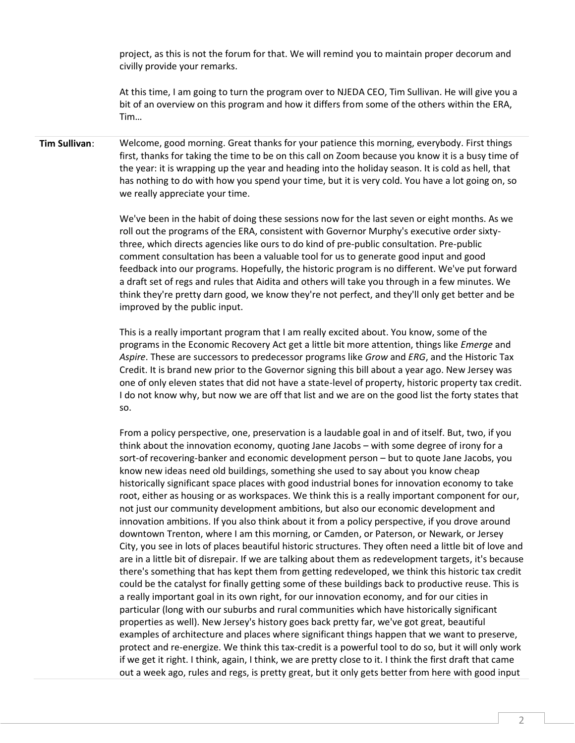project, as this is not the forum for that. We will remind you to maintain proper decorum and civilly provide your remarks.

At this time, I am going to turn the program over to NJEDA CEO, Tim Sullivan. He will give you a bit of an overview on this program and how it differs from some of the others within the ERA, Tim…

**Tim Sullivan**: Welcome, good morning. Great thanks for your patience this morning, everybody. First things first, thanks for taking the time to be on this call on Zoom because you know it is a busy time of the year: it is wrapping up the year and heading into the holiday season. It is cold as hell, that has nothing to do with how you spend your time, but it is very cold. You have a lot going on, so we really appreciate your time.

We've been in the habit of doing these sessions now for the last seven or eight months. As we roll out the programs of the ERA, consistent with Governor Murphy's executive order sixty-three, which directs agencies like ours to do kind of pre-public consultation. Pre-public comment consultation has been a valuable tool for us to generate good input and good feedback into our programs. Hopefully, the historic program is no different. We've put forward a draft set of regs and rules that Aidita and others will take you through in a few minutes. We think they're pretty darn good, we know they're not perfect, and they'll only get better and be improved by the public input.

This is a really important program that I am really excited about. You know, some of the programs in the Economic Recovery Act get a little bit more attention, things like *Emerge* and *Aspire*. These are successors to predecessor programs like *Grow* and *ERG*, and the Historic Tax Credit. It is brand new prior to the Governor signing this bill about a year ago. New Jersey was one of only eleven states that did not have a state-level of property, historic property tax credit. I do not know why, but now we are off that list and we are on the good list the forty states that so.

From a policy perspective, one, preservation is a laudable goal in and of itself. But, two, if you think about the innovation economy, quoting Jane Jacobs – with some degree of irony for a sort-of recovering-banker and economic development person – but to quote Jane Jacobs, you know new ideas need old buildings, something she used to say about you know cheap historically significant space places with good industrial bones for innovation economy to take root, either as housing or as workspaces. We think this is a really important component for our, not just our community development ambitions, but also our economic development and innovation ambitions. If you also think about it from a policy perspective, if you drove around downtown Trenton, where I am this morning, or Camden, or Paterson, or Newark, or Jersey City, you see in lots of places beautiful historic structures. They often need a little bit of love and are in a little bit of disrepair. If we are talking about them as redevelopment targets, it's because there's something that has kept them from getting redeveloped, we think this historic tax credit could be the catalyst for finally getting some of these buildings back to productive reuse. This is a really important goal in its own right, for our innovation economy, and for our cities in particular (long with our suburbs and rural communities which have historically significant properties as well). New Jersey's history goes back pretty far, we've got great, beautiful examples of architecture and places where significant things happen that we want to preserve, protect and re-energize. We think this tax-credit is a powerful tool to do so, but it will only work if we get it right. I think, again, I think, we are pretty close to it. I think the first draft that came out a week ago, rules and regs, is pretty great, but it only gets better from here with good input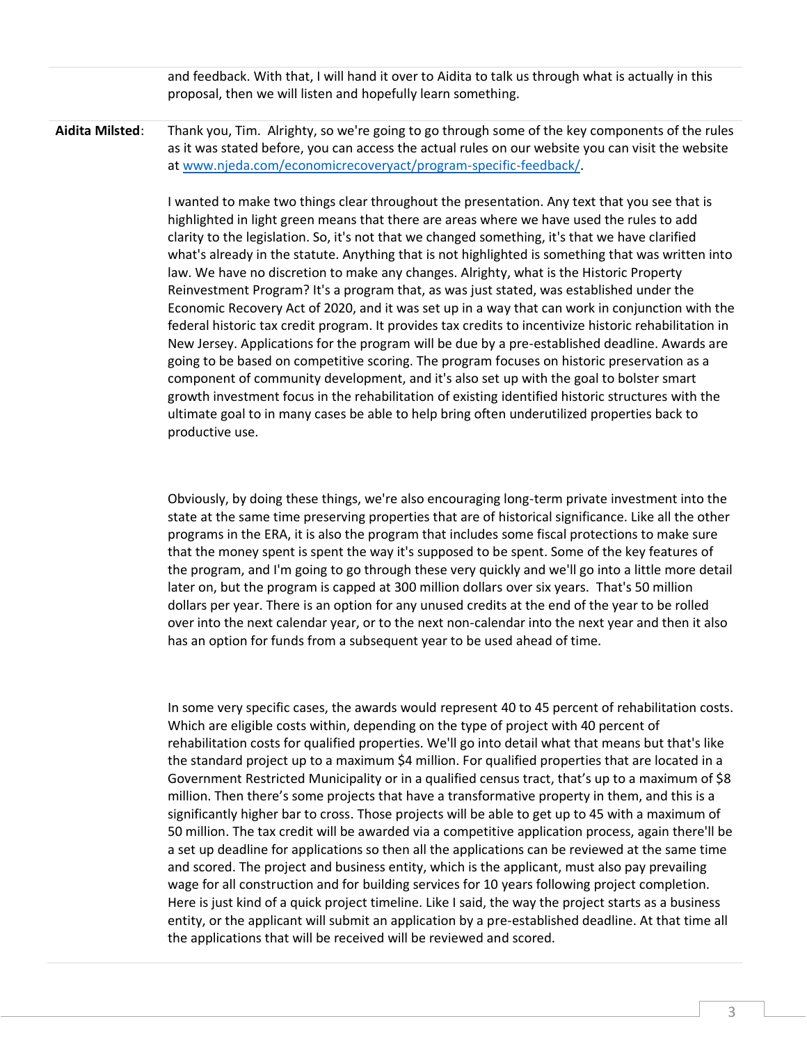and feedback. With that, I will hand it over to Aidita to talk us through what is actually in this proposal, then we will listen and hopefully learn something.

**Aidita Milsted**: Thank you, Tim. Alrighty, so we're going to go through some of the key components of the rules as it was stated before, you can access the actual rules on our website you can visit the website at [www.njeda.com/economicrecoveryact/program-specific-feedback/](www.njeda.com/economicrecoveryact/program-specific-feedback/).

I wanted to make two things clear throughout the presentation. Any text that you see that is highlighted in light green means that there are areas where we have used the rules to add clarity to the legislation. So, it's not that we changed something, it's that we have clarified what's already in the statute. Anything that is not highlighted is something that was written into law. We have no discretion to make any changes. Alrighty, what is the Historic Property Reinvestment Program? It's a program that, as was just stated, was established under the Economic Recovery Act of 2020, and it was set up in a way that can work in conjunction with the federal historic tax credit program. It provides tax credits to incentivize historic rehabilitation in New Jersey. Applications for the program will be due by a pre-established deadline. Awards are going to be based on competitive scoring. The program focuses on historic preservation as a component of community development, and it's also set up with the goal to bolster smart growth investment focus in the rehabilitation of existing identified historic structures with the ultimate goal to in many cases be able to help bring often underutilized properties back to productive use.

Obviously, by doing these things, we're also encouraging long-term private investment into the state at the same time preserving properties that are of historical significance. Like all the other programs in the ERA, it is also the program that includes some fiscal protections to make sure that the money spent is spent the way it's supposed to be spent. Some of the key features of the program, and I'm going to go through these very quickly and we'll go into a little more detail later on, but the program is capped at 300 million dollars over six years. That's 50 million dollars per year. There is an option for any unused credits at the end of the year to be rolled over into the next calendar year, or to the next non-calendar into the next year and then it also has an option for funds from a subsequent year to be used ahead of time.

In some very specific cases, the awards would represent 40 to 45 percent of rehabilitation costs. Which are eligible costs within, depending on the type of project with 40 percent of rehabilitation costs for qualified properties. We'll go into detail what that means but that's like the standard project up to a maximum $4 million. For qualified properties that are located in a Government Restricted Municipality or in a qualified census tract, that's up to a maximum of $8 million. Then there's some projects that have a transformative property in them, and this is a significantly higher bar to cross. Those projects will be able to get up to 45 with a maximum of 50 million. The tax credit will be awarded via a competitive application process, again there'll be a set up deadline for applications so then all the applications can be reviewed at the same time and scored. The project and business entity, which is the applicant, must also pay prevailing wage for all construction and for building services for 10 years following project completion. Here is just kind of a quick project timeline. Like I said, the way the project starts as a business entity, or the applicant will submit an application by a pre-established deadline. At that time all the applications that will be received will be reviewed and scored.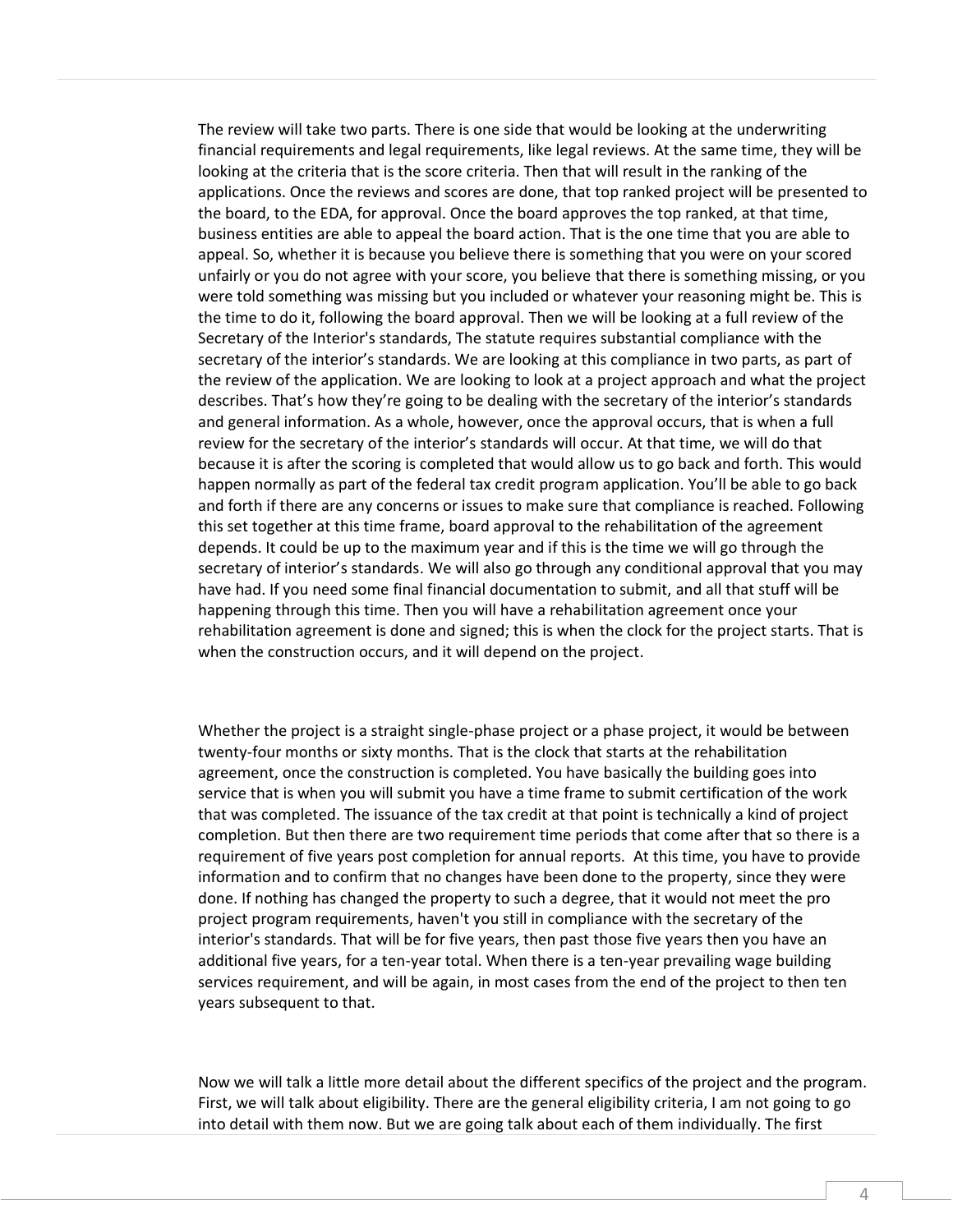The review will take two parts. There is one side that would be looking at the underwriting financial requirements and legal requirements, like legal reviews. At the same time, they will be looking at the criteria that is the score criteria. Then that will result in the ranking of the applications. Once the reviews and scores are done, that top ranked project will be presented to the board, to the EDA, for approval. Once the board approves the top ranked, at that time, business entities are able to appeal the board action. That is the one time that you are able to appeal. So, whether it is because you believe there is something that you were on your scored unfairly or you do not agree with your score, you believe that there is something missing, or you were told something was missing but you included or whatever your reasoning might be. This is the time to do it, following the board approval. Then we will be looking at a full review of the Secretary of the Interior's standards, The statute requires substantial compliance with the secretary of the interior's standards. We are looking at this compliance in two parts, as part of the review of the application. We are looking to look at a project approach and what the project describes. That's how they're going to be dealing with the secretary of the interior's standards and general information. As a whole, however, once the approval occurs, that is when a full review for the secretary of the interior's standards will occur. At that time, we will do that because it is after the scoring is completed that would allow us to go back and forth. This would happen normally as part of the federal tax credit program application. You'll be able to go back and forth if there are any concerns or issues to make sure that compliance is reached. Following this set together at this time frame, board approval to the rehabilitation of the agreement depends. It could be up to the maximum year and if this is the time we will go through the secretary of interior's standards. We will also go through any conditional approval that you may have had. If you need some final financial documentation to submit, and all that stuff will be happening through this time. Then you will have a rehabilitation agreement once your rehabilitation agreement is done and signed; this is when the clock for the project starts. That is when the construction occurs, and it will depend on the project.

Whether the project is a straight single-phase project or a phase project, it would be between twenty-four months or sixty months. That is the clock that starts at the rehabilitation agreement, once the construction is completed. You have basically the building goes into service that is when you will submit you have a time frame to submit certification of the work that was completed. The issuance of the tax credit at that point is technically a kind of project completion. But then there are two requirement time periods that come after that so there is a requirement of five years post completion for annual reports. At this time, you have to provide information and to confirm that no changes have been done to the property, since they were done. If nothing has changed the property to such a degree, that it would not meet the pro project program requirements, haven't you still in compliance with the secretary of the interior's standards. That will be for five years, then past those five years then you have an additional five years, for a ten-year total. When there is a ten-year prevailing wage building services requirement, and will be again, in most cases from the end of the project to then ten years subsequent to that.

Now we will talk a little more detail about the different specifics of the project and the program. First, we will talk about eligibility. There are the general eligibility criteria, I am not going to go into detail with them now. But we are going talk about each of them individually. The first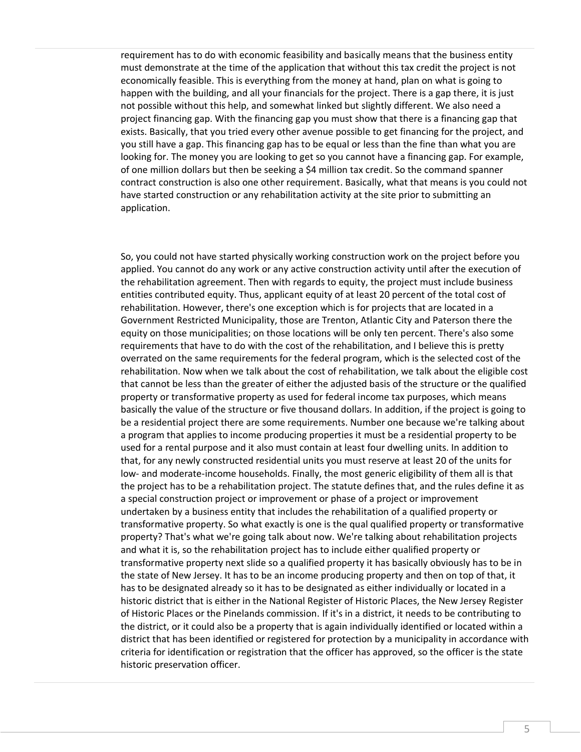requirement has to do with economic feasibility and basically means that the business entity must demonstrate at the time of the application that without this tax credit the project is not economically feasible. This is everything from the money at hand, plan on what is going to happen with the building, and all your financials for the project. There is a gap there, it is just not possible without this help, and somewhat linked but slightly different. We also need a project financing gap. With the financing gap you must show that there is a financing gap that exists. Basically, that you tried every other avenue possible to get financing for the project, and you still have a gap. This financing gap has to be equal or less than the fine than what you are looking for. The money you are looking to get so you cannot have a financing gap. For example, of one million dollars but then be seeking a $4 million tax credit. So the command spanner contract construction is also one other requirement. Basically, what that means is you could not have started construction or any rehabilitation activity at the site prior to submitting an application.

So, you could not have started physically working construction work on the project before you applied. You cannot do any work or any active construction activity until after the execution of the rehabilitation agreement. Then with regards to equity, the project must include business entities contributed equity. Thus, applicant equity of at least 20 percent of the total cost of rehabilitation. However, there's one exception which is for projects that are located in a Government Restricted Municipality, those are Trenton, Atlantic City and Paterson there the equity on those municipalities; on those locations will be only ten percent. There's also some requirements that have to do with the cost of the rehabilitation, and I believe this is pretty overrated on the same requirements for the federal program, which is the selected cost of the rehabilitation. Now when we talk about the cost of rehabilitation, we talk about the eligible cost that cannot be less than the greater of either the adjusted basis of the structure or the qualified property or transformative property as used for federal income tax purposes, which means basically the value of the structure or five thousand dollars. In addition, if the project is going to be a residential project there are some requirements. Number one because we're talking about a program that applies to income producing properties it must be a residential property to be used for a rental purpose and it also must contain at least four dwelling units. In addition to that, for any newly constructed residential units you must reserve at least 20 of the units for low- and moderate-income households. Finally, the most generic eligibility of them all is that the project has to be a rehabilitation project. The statute defines that, and the rules define it as a special construction project or improvement or phase of a project or improvement undertaken by a business entity that includes the rehabilitation of a qualified property or transformative property. So what exactly is one is the qual qualified property or transformative property? That's what we're going talk about now. We're talking about rehabilitation projects and what it is, so the rehabilitation project has to include either qualified property or transformative property next slide so a qualified property it has basically obviously has to be in the state of New Jersey. It has to be an income producing property and then on top of that, it has to be designated already so it has to be designated as either individually or located in a historic district that is either in the National Register of Historic Places, the New Jersey Register of Historic Places or the Pinelands commission. If it's in a district, it needs to be contributing to the district, or it could also be a property that is again individually identified or located within a district that has been identified or registered for protection by a municipality in accordance with criteria for identification or registration that the officer has approved, so the officer is the state historic preservation officer.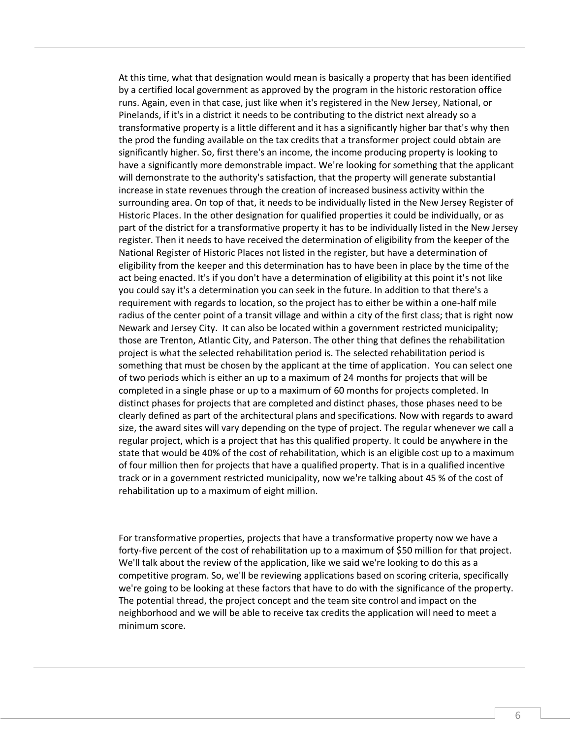At this time, what that designation would mean is basically a property that has been identified by a certified local government as approved by the program in the historic restoration office runs. Again, even in that case, just like when it's registered in the New Jersey, National, or Pinelands, if it's in a district it needs to be contributing to the district next already so a transformative property is a little different and it has a significantly higher bar that's why then the prod the funding available on the tax credits that a transformer project could obtain are significantly higher. So, first there's an income, the income producing property is looking to have a significantly more demonstrable impact. We're looking for something that the applicant will demonstrate to the authority's satisfaction, that the property will generate substantial increase in state revenues through the creation of increased business activity within the surrounding area. On top of that, it needs to be individually listed in the New Jersey Register of Historic Places. In the other designation for qualified properties it could be individually, or as part of the district for a transformative property it has to be individually listed in the New Jersey register. Then it needs to have received the determination of eligibility from the keeper of the National Register of Historic Places not listed in the register, but have a determination of eligibility from the keeper and this determination has to have been in place by the time of the act being enacted. It's if you don't have a determination of eligibility at this point it's not like you could say it's a determination you can seek in the future. In addition to that there's a requirement with regards to location, so the project has to either be within a one-half mile radius of the center point of a transit village and within a city of the first class; that is right now Newark and Jersey City. It can also be located within a government restricted municipality; those are Trenton, Atlantic City, and Paterson. The other thing that defines the rehabilitation project is what the selected rehabilitation period is. The selected rehabilitation period is something that must be chosen by the applicant at the time of application. You can select one of two periods which is either an up to a maximum of 24 months for projects that will be completed in a single phase or up to a maximum of 60 months for projects completed. In distinct phases for projects that are completed and distinct phases, those phases need to be clearly defined as part of the architectural plans and specifications. Now with regards to award size, the award sites will vary depending on the type of project. The regular whenever we call a regular project, which is a project that has this qualified property. It could be anywhere in the state that would be 40% of the cost of rehabilitation, which is an eligible cost up to a maximum of four million then for projects that have a qualified property. That is in a qualified incentive track or in a government restricted municipality, now we're talking about 45 % of the cost of rehabilitation up to a maximum of eight million.

For transformative properties, projects that have a transformative property now we have a forty-five percent of the cost of rehabilitation up to a maximum of $50 million for that project. We'll talk about the review of the application, like we said we're looking to do this as a competitive program. So, we'll be reviewing applications based on scoring criteria, specifically we're going to be looking at these factors that have to do with the significance of the property. The potential thread, the project concept and the team site control and impact on the neighborhood and we will be able to receive tax credits the application will need to meet a minimum score.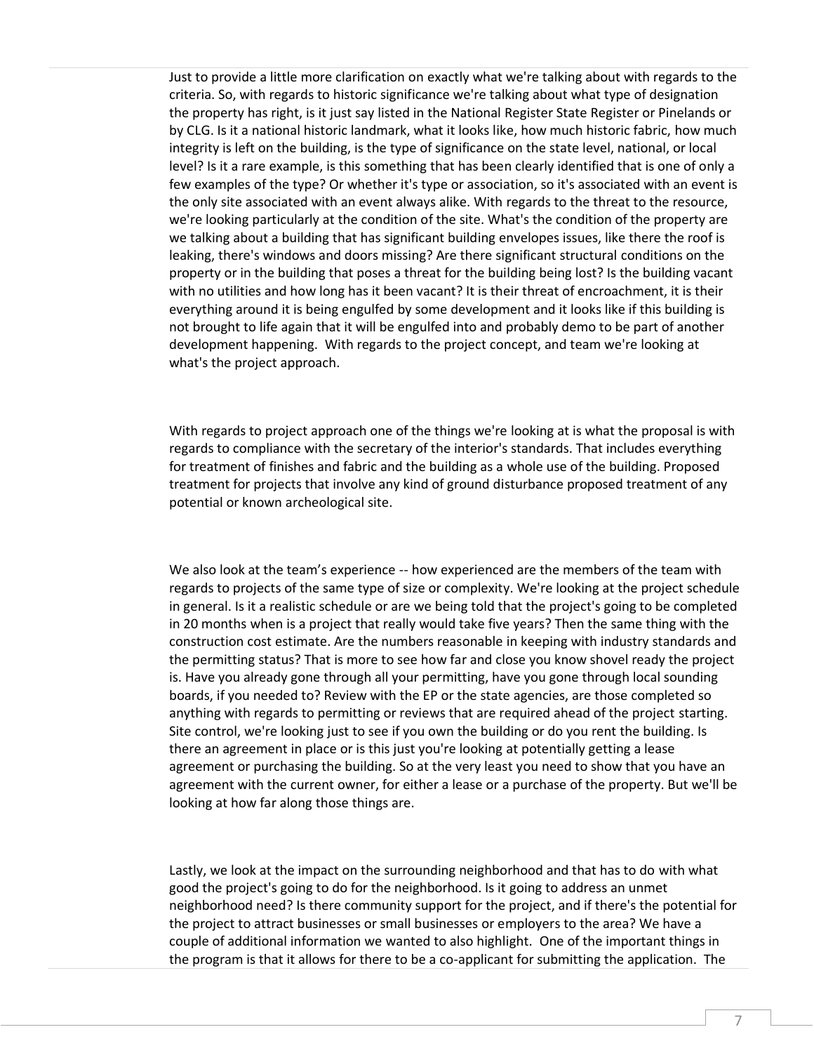Just to provide a little more clarification on exactly what we're talking about with regards to the criteria. So, with regards to historic significance we're talking about what type of designation the property has right, is it just say listed in the National Register State Register or Pinelands or by CLG. Is it a national historic landmark, what it looks like, how much historic fabric, how much integrity is left on the building, is the type of significance on the state level, national, or local level? Is it a rare example, is this something that has been clearly identified that is one of only a few examples of the type? Or whether it's type or association, so it's associated with an event is the only site associated with an event always alike. With regards to the threat to the resource, we're looking particularly at the condition of the site. What's the condition of the property are we talking about a building that has significant building envelopes issues, like there the roof is leaking, there's windows and doors missing? Are there significant structural conditions on the property or in the building that poses a threat for the building being lost? Is the building vacant with no utilities and how long has it been vacant? It is their threat of encroachment, it is their everything around it is being engulfed by some development and it looks like if this building is not brought to life again that it will be engulfed into and probably demo to be part of another development happening. With regards to the project concept, and team we're looking at what's the project approach.

With regards to project approach one of the things we're looking at is what the proposal is with regards to compliance with the secretary of the interior's standards. That includes everything for treatment of finishes and fabric and the building as a whole use of the building. Proposed treatment for projects that involve any kind of ground disturbance proposed treatment of any potential or known archeological site.

We also look at the team's experience -- how experienced are the members of the team with regards to projects of the same type of size or complexity. We're looking at the project schedule in general. Is it a realistic schedule or are we being told that the project's going to be completed in 20 months when is a project that really would take five years? Then the same thing with the construction cost estimate. Are the numbers reasonable in keeping with industry standards and the permitting status? That is more to see how far and close you know shovel ready the project is. Have you already gone through all your permitting, have you gone through local sounding boards, if you needed to? Review with the EP or the state agencies, are those completed so anything with regards to permitting or reviews that are required ahead of the project starting. Site control, we're looking just to see if you own the building or do you rent the building. Is there an agreement in place or is this just you're looking at potentially getting a lease agreement or purchasing the building. So at the very least you need to show that you have an agreement with the current owner, for either a lease or a purchase of the property. But we'll be looking at how far along those things are.

Lastly, we look at the impact on the surrounding neighborhood and that has to do with what good the project's going to do for the neighborhood. Is it going to address an unmet neighborhood need? Is there community support for the project, and if there's the potential for the project to attract businesses or small businesses or employers to the area? We have a couple of additional information we wanted to also highlight. One of the important things in the program is that it allows for there to be a co-applicant for submitting the application. The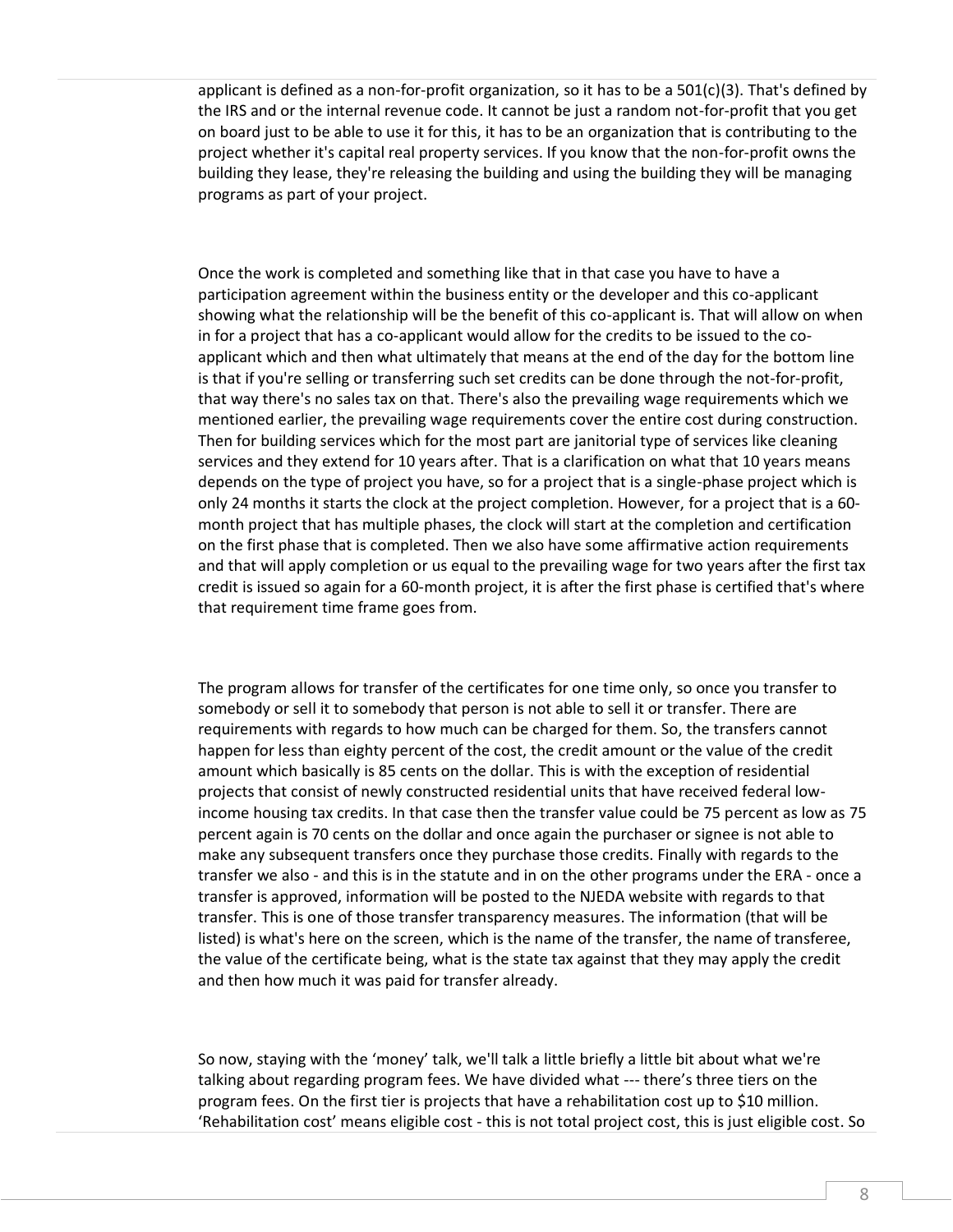applicant is defined as a non-for-profit organization, so it has to be a 501(c)(3). That's defined by the IRS and or the internal revenue code. It cannot be just a random not-for-profit that you get on board just to be able to use it for this, it has to be an organization that is contributing to the project whether it's capital real property services. If you know that the non-for-profit owns the building they lease, they're releasing the building and using the building they will be managing programs as part of your project.

Once the work is completed and something like that in that case you have to have a participation agreement within the business entity or the developer and this co-applicant showing what the relationship will be the benefit of this co-applicant is. That will allow on when in for a project that has a co-applicant would allow for the credits to be issued to the co-applicant which and then what ultimately that means at the end of the day for the bottom line is that if you're selling or transferring such set credits can be done through the not-for-profit, that way there's no sales tax on that. There's also the prevailing wage requirements which we mentioned earlier, the prevailing wage requirements cover the entire cost during construction. Then for building services which for the most part are janitorial type of services like cleaning services and they extend for 10 years after. That is a clarification on what that 10 years means depends on the type of project you have, so for a project that is a single-phase project which is only 24 months it starts the clock at the project completion. However, for a project that is a 60-month project that has multiple phases, the clock will start at the completion and certification on the first phase that is completed. Then we also have some affirmative action requirements and that will apply completion or us equal to the prevailing wage for two years after the first tax credit is issued so again for a 60-month project, it is after the first phase is certified that's where that requirement time frame goes from.

The program allows for transfer of the certificates for one time only, so once you transfer to somebody or sell it to somebody that person is not able to sell it or transfer. There are requirements with regards to how much can be charged for them. So, the transfers cannot happen for less than eighty percent of the cost, the credit amount or the value of the credit amount which basically is 85 cents on the dollar. This is with the exception of residential projects that consist of newly constructed residential units that have received federal low-income housing tax credits. In that case then the transfer value could be 75 percent as low as 75 percent again is 70 cents on the dollar and once again the purchaser or signee is not able to make any subsequent transfers once they purchase those credits. Finally with regards to the transfer we also - and this is in the statute and in on the other programs under the ERA - once a transfer is approved, information will be posted to the NJEDA website with regards to that transfer. This is one of those transfer transparency measures. The information (that will be listed) is what's here on the screen, which is the name of the transfer, the name of transferee, the value of the certificate being, what is the state tax against that they may apply the credit and then how much it was paid for transfer already.

So now, staying with the 'money' talk, we'll talk a little briefly a little bit about what we're talking about regarding program fees. We have divided what --- there's three tiers on the program fees. On the first tier is projects that have a rehabilitation cost up to $10 million. 'Rehabilitation cost' means eligible cost - this is not total project cost, this is just eligible cost. So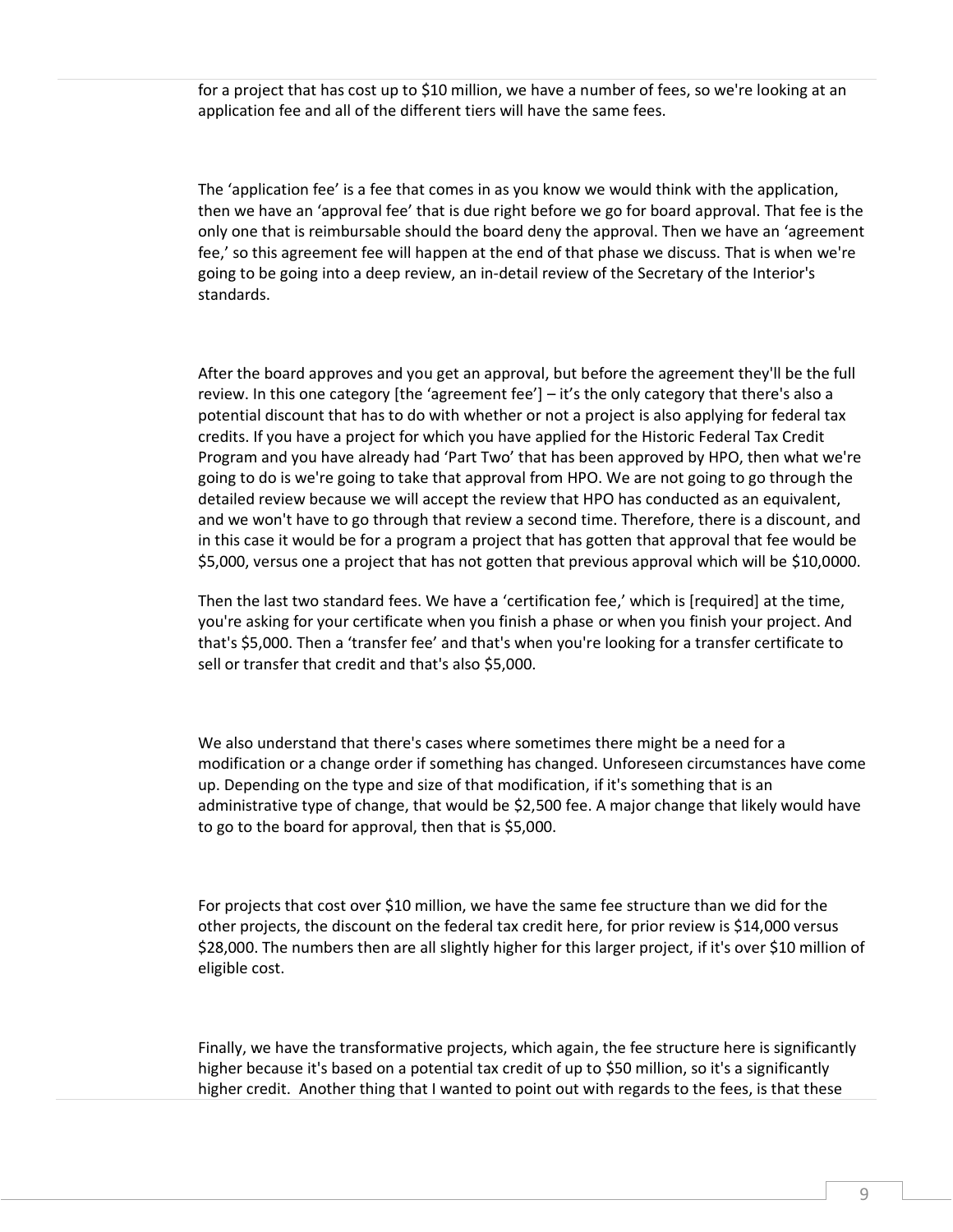for a project that has cost up to $10 million, we have a number of fees, so we're looking at an application fee and all of the different tiers will have the same fees.

The 'application fee' is a fee that comes in as you know we would think with the application, then we have an 'approval fee' that is due right before we go for board approval. That fee is the only one that is reimbursable should the board deny the approval. Then we have an 'agreement fee,' so this agreement fee will happen at the end of that phase we discuss. That is when we're going to be going into a deep review, an in-detail review of the Secretary of the Interior's standards.

After the board approves and you get an approval, but before the agreement they'll be the full review. In this one category [the 'agreement fee'] – it's the only category that there's also a potential discount that has to do with whether or not a project is also applying for federal tax credits. If you have a project for which you have applied for the Historic Federal Tax Credit Program and you have already had 'Part Two' that has been approved by HPO, then what we're going to do is we're going to take that approval from HPO. We are not going to go through the detailed review because we will accept the review that HPO has conducted as an equivalent, and we won't have to go through that review a second time. Therefore, there is a discount, and in this case it would be for a program a project that has gotten that approval that fee would be $5,000, versus one a project that has not gotten that previous approval which will be $10,0000.

Then the last two standard fees. We have a 'certification fee,' which is [required] at the time, you're asking for your certificate when you finish a phase or when you finish your project. And that's $5,000. Then a 'transfer fee' and that's when you're looking for a transfer certificate to sell or transfer that credit and that's also $5,000.

We also understand that there's cases where sometimes there might be a need for a modification or a change order if something has changed. Unforeseen circumstances have come up. Depending on the type and size of that modification, if it's something that is an administrative type of change, that would be $2,500 fee. A major change that likely would have to go to the board for approval, then that is $5,000.

For projects that cost over $10 million, we have the same fee structure than we did for the other projects, the discount on the federal tax credit here, for prior review is $14,000 versus $28,000. The numbers then are all slightly higher for this larger project, if it's over $10 million of eligible cost.

Finally, we have the transformative projects, which again, the fee structure here is significantly higher because it's based on a potential tax credit of up to $50 million, so it's a significantly higher credit. Another thing that I wanted to point out with regards to the fees, is that these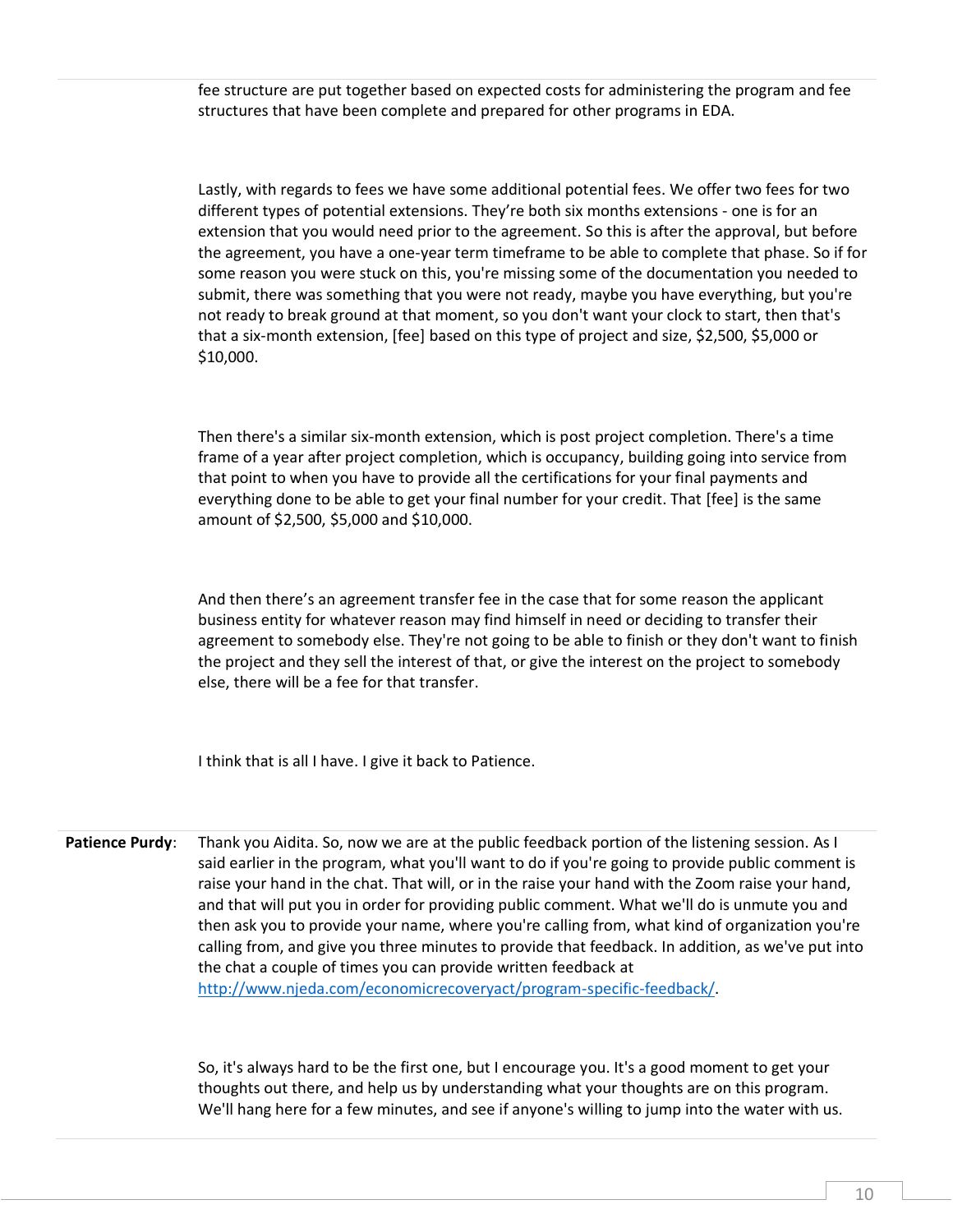fee structure are put together based on expected costs for administering the program and fee structures that have been complete and prepared for other programs in EDA.

Lastly, with regards to fees we have some additional potential fees. We offer two fees for two different types of potential extensions. They're both six months extensions - one is for an extension that you would need prior to the agreement. So this is after the approval, but before the agreement, you have a one-year term timeframe to be able to complete that phase. So if for some reason you were stuck on this, you're missing some of the documentation you needed to submit, there was something that you were not ready, maybe you have everything, but you're not ready to break ground at that moment, so you don't want your clock to start, then that's that a six-month extension, [fee] based on this type of project and size, $2,500, $5,000 or $10,000.

Then there's a similar six-month extension, which is post project completion. There's a time frame of a year after project completion, which is occupancy, building going into service from that point to when you have to provide all the certifications for your final payments and everything done to be able to get your final number for your credit. That [fee] is the same amount of $2,500, $5,000 and $10,000.

And then there's an agreement transfer fee in the case that for some reason the applicant business entity for whatever reason may find himself in need or deciding to transfer their agreement to somebody else. They're not going to be able to finish or they don't want to finish the project and they sell the interest of that, or give the interest on the project to somebody else, there will be a fee for that transfer.

I think that is all I have. I give it back to Patience.

**Patience Purdy**: Thank you Aidita. So, now we are at the public feedback portion of the listening session. As I said earlier in the program, what you'll want to do if you're going to provide public comment is raise your hand in the chat. That will, or in the raise your hand with the Zoom raise your hand, and that will put you in order for providing public comment. What we'll do is unmute you and then ask you to provide your name, where you're calling from, what kind of organization you're calling from, and give you three minutes to provide that feedback. In addition, as we've put into the chat a couple of times you can provide written feedback at http://www.njeda.com/economicrecoveryact/program-specific-feedback/.

So, it's always hard to be the first one, but I encourage you. It's a good moment to get your thoughts out there, and help us by understanding what your thoughts are on this program. We'll hang here for a few minutes, and see if anyone's willing to jump into the water with us.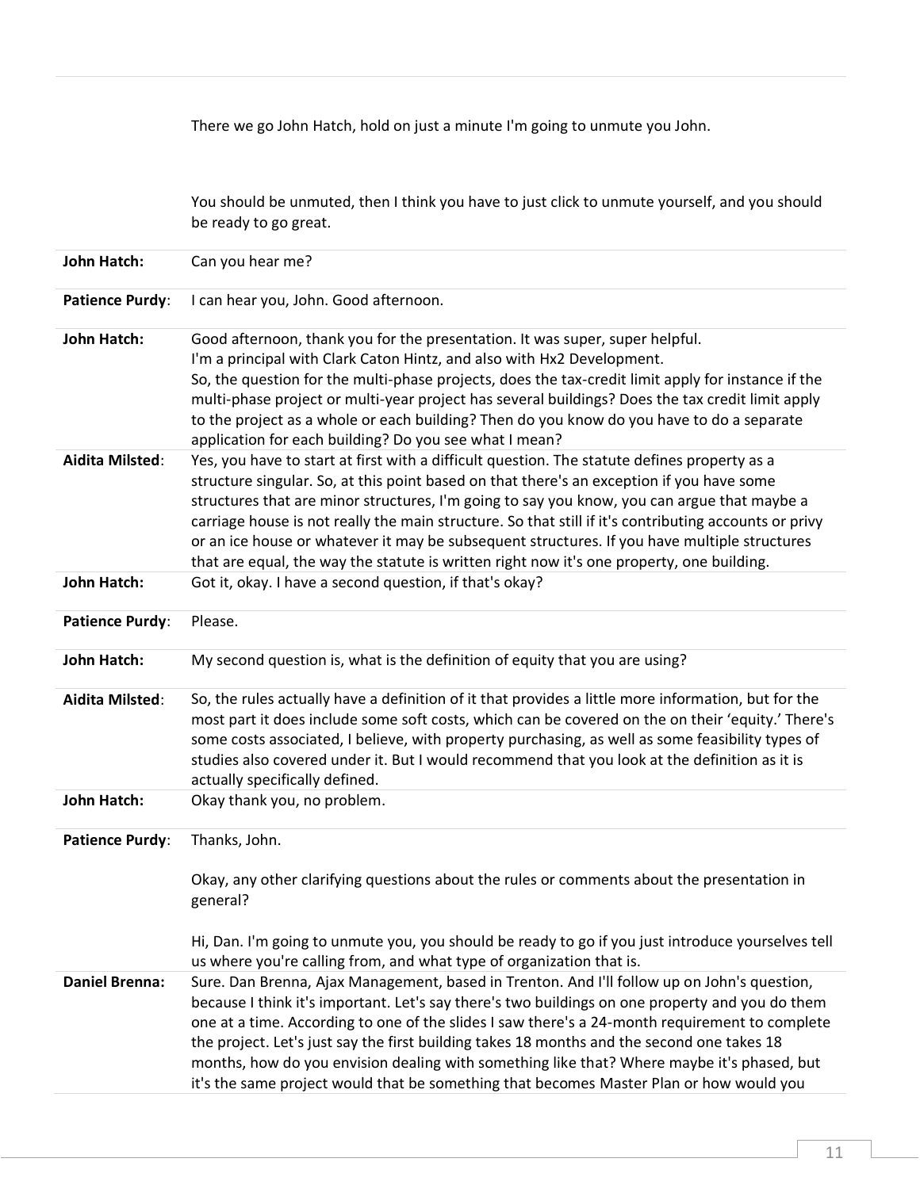| | |
|---|---|
| | There we go John Hatch, hold on just a minute I'm going to unmute you John.<br><br>You should be unmuted, then I think you have to just click to unmute yourself, and you should be ready to go great. |
| **John Hatch:** | Can you hear me? |
| **Patience Purdy**: | I can hear you, John. Good afternoon. |
| **John Hatch:** | Good afternoon, thank you for the presentation. It was super, super helpful.<br>I'm a principal with Clark Caton Hintz, and also with Hx2 Development.<br>So, the question for the multi-phase projects, does the tax-credit limit apply for instance if the multi-phase project or multi-year project has several buildings? Does the tax credit limit apply to the project as a whole or each building? Then do you know do you have to do a separate application for each building? Do you see what I mean? |
| **Aidita Milsted**: | Yes, you have to start at first with a difficult question. The statute defines property as a structure singular. So, at this point based on that there's an exception if you have some structures that are minor structures, I'm going to say you know, you can argue that maybe a carriage house is not really the main structure. So that still if it's contributing accounts or privy or an ice house or whatever it may be subsequent structures. If you have multiple structures that are equal, the way the statute is written right now it's one property, one building. |
| **John Hatch:** | Got it, okay. I have a second question, if that's okay? |
| **Patience Purdy**: | Please. |
| **John Hatch:** | My second question is, what is the definition of equity that you are using? |
| **Aidita Milsted**: | So, the rules actually have a definition of it that provides a little more information, but for the most part it does include some soft costs, which can be covered on the on their 'equity.' There's some costs associated, I believe, with property purchasing, as well as some feasibility types of studies also covered under it. But I would recommend that you look at the definition as it is actually specifically defined. |
| **John Hatch:** | Okay thank you, no problem. |
| **Patience Purdy**: | Thanks, John.<br><br>Okay, any other clarifying questions about the rules or comments about the presentation in general?<br><br>Hi, Dan. I'm going to unmute you, you should be ready to go if you just introduce yourselves tell us where you're calling from, and what type of organization that is. |
| **Daniel Brenna:** | Sure. Dan Brenna, Ajax Management, based in Trenton. And I'll follow up on John's question, because I think it's important. Let's say there's two buildings on one property and you do them one at a time. According to one of the slides I saw there's a 24-month requirement to complete the project. Let's just say the first building takes 18 months and the second one takes 18 months, how do you envision dealing with something like that? Where maybe it's phased, but it's the same project would that be something that becomes Master Plan or how would you |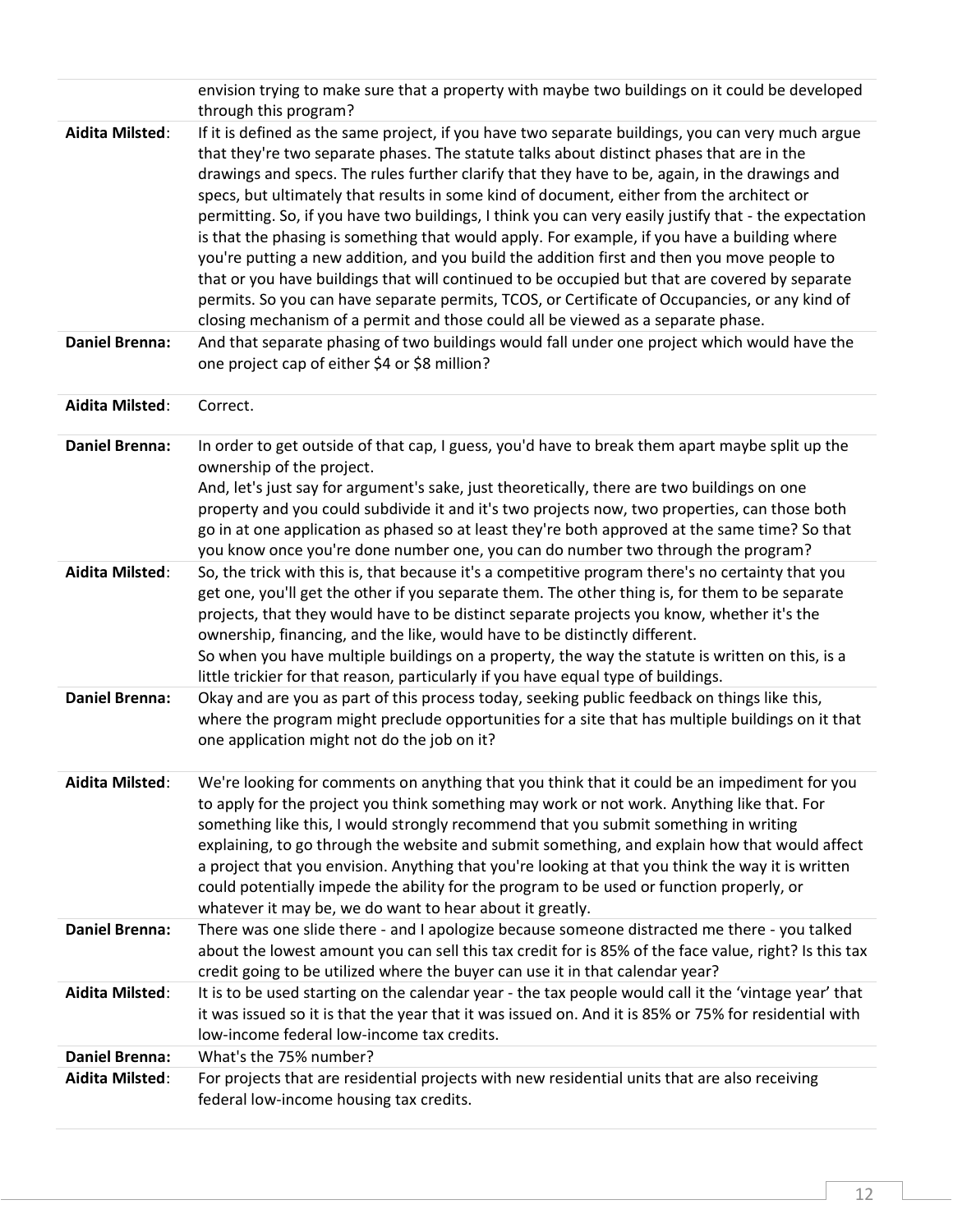|  |  |
|---|---|
|  | envision trying to make sure that a property with maybe two buildings on it could be developed through this program? |
| **Aidita Milsted**: | If it is defined as the same project, if you have two separate buildings, you can very much argue that they're two separate phases. The statute talks about distinct phases that are in the drawings and specs. The rules further clarify that they have to be, again, in the drawings and specs, but ultimately that results in some kind of document, either from the architect or permitting. So, if you have two buildings, I think you can very easily justify that - the expectation is that the phasing is something that would apply. For example, if you have a building where you're putting a new addition, and you build the addition first and then you move people to that or you have buildings that will continued to be occupied but that are covered by separate permits. So you can have separate permits, TCOS, or Certificate of Occupancies, or any kind of closing mechanism of a permit and those could all be viewed as a separate phase. |
| **Daniel Brenna:** | And that separate phasing of two buildings would fall under one project which would have the one project cap of either $4 or $8 million? |
| **Aidita Milsted**: | Correct. |
| **Daniel Brenna:** | In order to get outside of that cap, I guess, you'd have to break them apart maybe split up the ownership of the project.<br>And, let's just say for argument's sake, just theoretically, there are two buildings on one property and you could subdivide it and it's two projects now, two properties, can those both go in at one application as phased so at least they're both approved at the same time? So that you know once you're done number one, you can do number two through the program? |
| **Aidita Milsted**: | So, the trick with this is, that because it's a competitive program there's no certainty that you get one, you'll get the other if you separate them. The other thing is, for them to be separate projects, that they would have to be distinct separate projects you know, whether it's the ownership, financing, and the like, would have to be distinctly different.<br>So when you have multiple buildings on a property, the way the statute is written on this, is a little trickier for that reason, particularly if you have equal type of buildings. |
| **Daniel Brenna:** | Okay and are you as part of this process today, seeking public feedback on things like this, where the program might preclude opportunities for a site that has multiple buildings on it that one application might not do the job on it? |
| **Aidita Milsted**: | We're looking for comments on anything that you think that it could be an impediment for you to apply for the project you think something may work or not work. Anything like that. For something like this, I would strongly recommend that you submit something in writing explaining, to go through the website and submit something, and explain how that would affect a project that you envision. Anything that you're looking at that you think the way it is written could potentially impede the ability for the program to be used or function properly, or whatever it may be, we do want to hear about it greatly. |
| **Daniel Brenna:** | There was one slide there - and I apologize because someone distracted me there - you talked about the lowest amount you can sell this tax credit for is 85% of the face value, right? Is this tax credit going to be utilized where the buyer can use it in that calendar year? |
| **Aidita Milsted**: | It is to be used starting on the calendar year - the tax people would call it the 'vintage year' that it was issued so it is that the year that it was issued on. And it is 85% or 75% for residential with low-income federal low-income tax credits. |
| **Daniel Brenna:** | What's the 75% number? |
| **Aidita Milsted**: | For projects that are residential projects with new residential units that are also receiving federal low-income housing tax credits. |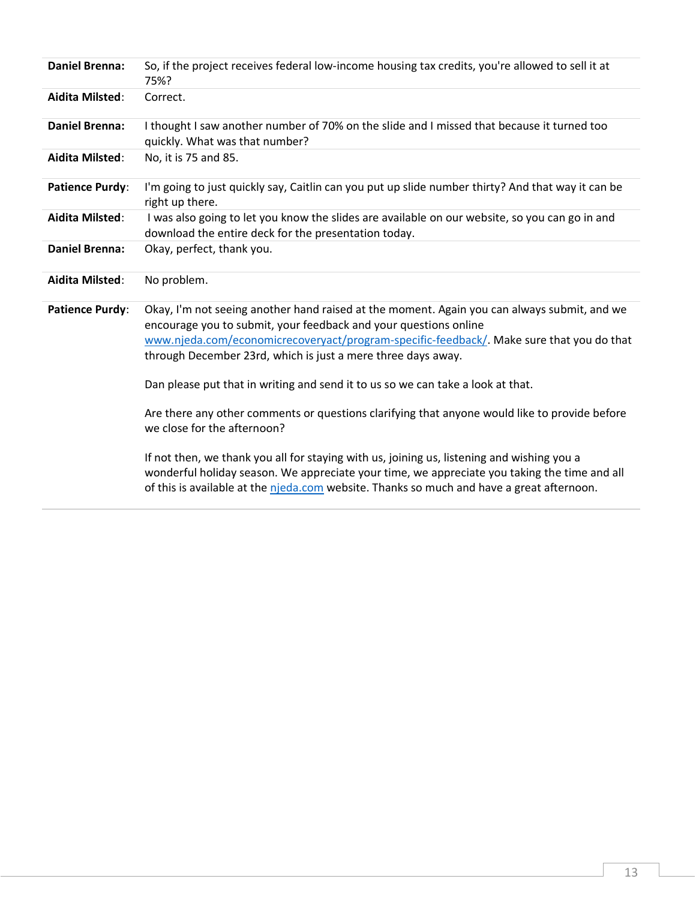| | |
|---|---|
| **Daniel Brenna:** | So, if the project receives federal low-income housing tax credits, you're allowed to sell it at 75%? |
| **Aidita Milsted**: | Correct. |
| **Daniel Brenna:** | I thought I saw another number of 70% on the slide and I missed that because it turned too quickly. What was that number? |
| **Aidita Milsted**: | No, it is 75 and 85. |
| **Patience Purdy**: | I'm going to just quickly say, Caitlin can you put up slide number thirty? And that way it can be right up there. |
| **Aidita Milsted**: | I was also going to let you know the slides are available on our website, so you can go in and download the entire deck for the presentation today. |
| **Daniel Brenna:** | Okay, perfect, thank you. |
| **Aidita Milsted**: | No problem. |
| **Patience Purdy**: | Okay, I'm not seeing another hand raised at the moment. Again you can always submit, and we encourage you to submit, your feedback and your questions online www.njeda.com/economicrecoveryact/program-specific-feedback/. Make sure that you do that through December 23rd, which is just a mere three days away. <br><br> Dan please put that in writing and send it to us so we can take a look at that. <br><br> Are there any other comments or questions clarifying that anyone would like to provide before we close for the afternoon? <br><br> If not then, we thank you all for staying with us, joining us, listening and wishing you a wonderful holiday season. We appreciate your time, we appreciate you taking the time and all of this is available at the njeda.com website. Thanks so much and have a great afternoon. |